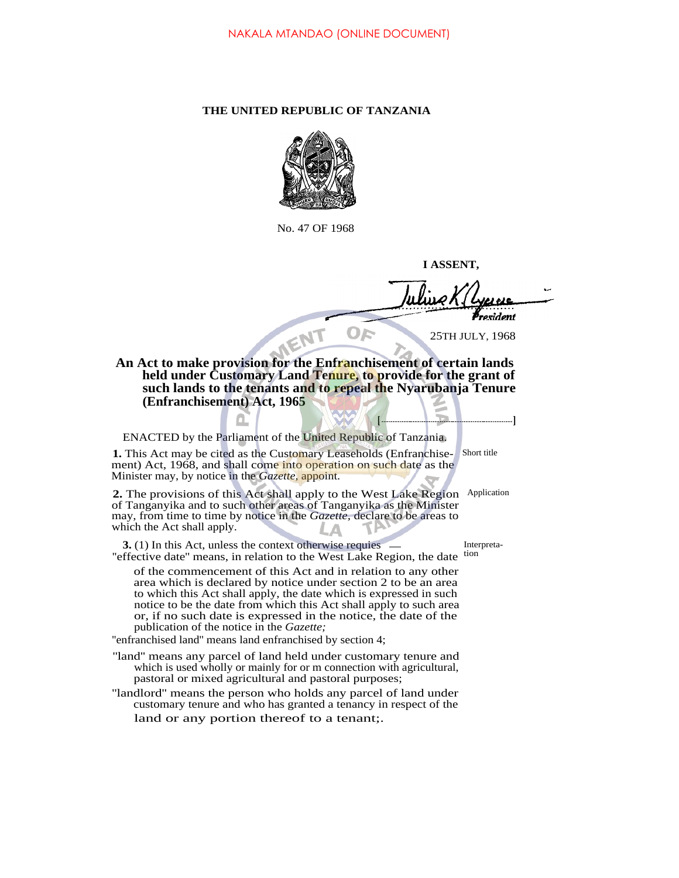NAKALA MTANDAO (ONLINE DOCUMENT)

# THE UNITED REPUBLIC OF TANZANIA

No. 47 OF 1968

**I ASSENT,**

President

25TH JULY, 1968

## An Act to make provision for the Enfranchisement of certain lands held under Customary Land Tenure, to provide for the grant of such lands to the tenants and to repeal the Nyarubanja Tenure (Enfranchisement) Act, 1965

[..............................]

ENACTED by the Parliament of the United Republic of Tanzania.

Short title

**1.** This Act may be cited as the Customary Leaseholds (Enfranchisement) Act, 1968, and shall come into operation on such date as the Minister may, by notice in the *Gazette,* appoint.

Application

**2.** The provisions of this Act shall apply to the West Lake Region of Tanganyika and to such other areas of Tanganyika as the Minister may, from time to time by notice in the *Gazette,* declare to be areas to which the Act shall apply.

Interpretation

**3.** (1) In this Act, unless the context otherwise requies —

"effective date" means, in relation to the West Lake Region, the date of the commencement of this Act and in relation to any other area which is declared by notice under section 2 to be an area to which this Act shall apply, the date which is expressed in such notice to be the date from which this Act shall apply to such area or, if no such date is expressed in the notice, the date of the publication of the notice in the *Gazette;*

"enfranchised land" means land enfranchised by section 4;

"land" means any parcel of land held under customary tenure and which is used wholly or mainly for or m connection with agricultural, pastoral or mixed agricultural and pastoral purposes;

"landlord" means the person who holds any parcel of land under customary tenure and who has granted a tenancy in respect of the land or any portion thereof to a tenant;.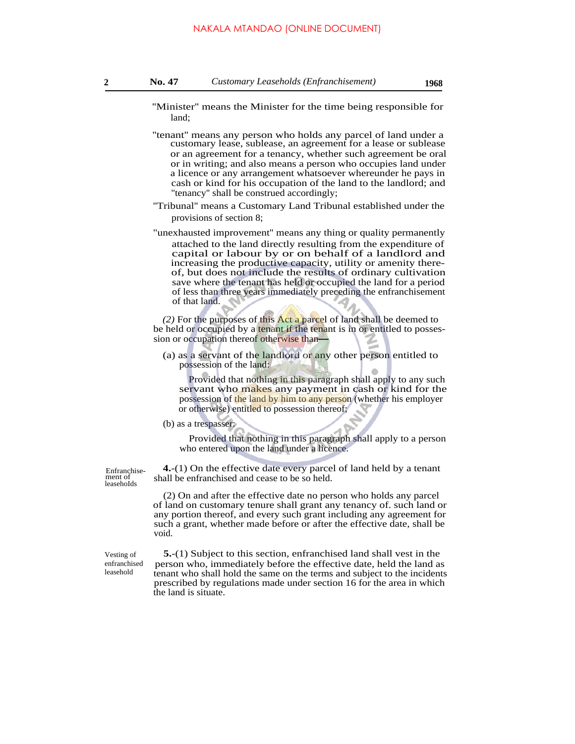"Minister" means the Minister for the time being responsible for land;

"tenant" means any person who holds any parcel of land under a customary lease, sublease, an agreement for a lease or sublease or an agreement for a tenancy, whether such agreement be oral or in writing; and also means a person who occupies land under a licence or any arrangement whatsoever whereunder he pays in cash or kind for his occupation of the land to the landlord; and "tenancy" shall be construed accordingly;

"Tribunal" means a Customary Land Tribunal established under the provisions of section 8;

"unexhausted improvement" means any thing or quality permanently attached to the land directly resulting from the expenditure of capital or labour by or on behalf of a landlord and increasing the productive capacity, utility or amenity thereof, but does not include the results of ordinary cultivation save where the tenant has held or occupied the land for a period of less than three years immediately preceding the enfranchisement of that land.

*(2)* For the purposes of this Act a parcel of land shall be deemed to be held or occupied by a tenant if the tenant is in or entitled to possession or occupation thereof otherwise than—

(a) as a servant of the landlord or any other person entitled to possession of the land:

Provided that nothing in this paragraph shall apply to any such servant who makes any payment in cash or kind for the possession of the land by him to any person (whether his employer or otherwise) entitled to possession thereof;

(b) as a trespasser:

Provided that nothing in this paragraph shall apply to a person who entered upon the land under a licence.

Enfranchisement of leaseholds

**4.**-(1) On the effective date every parcel of land held by a tenant shall be enfranchised and cease to be so held.

(2) On and after the effective date no person who holds any parcel of land on customary tenure shall grant any tenancy of. such land or any portion thereof, and every such grant including any agreement for such a grant, whether made before or after the effective date, shall be void.

Vesting of enfranchised leasehold

**5.**-(1) Subject to this section, enfranchised land shall vest in the person who, immediately before the effective date, held the land as tenant who shall hold the same on the terms and subject to the incidents prescribed by regulations made under section 16 for the area in which the land is situate.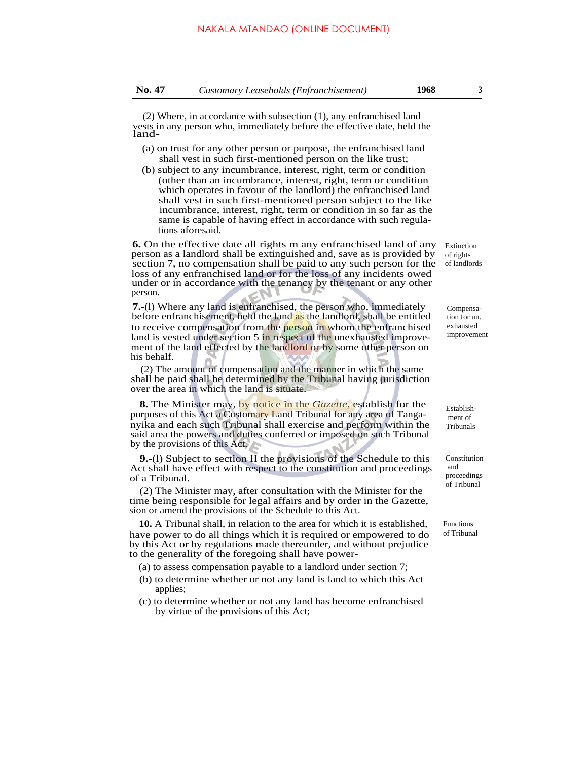(2) Where, in accordance with subsection (1), any enfranchised land vests in any person who, immediately before the effective date, held the land-

(a) on trust for any other person or purpose, the enfranchised land shall vest in such first-mentioned person on the like trust;

(b) subject to any incumbrance, interest, right, term or condition (other than an incumbrance, interest, right, term or condition which operates in favour of the landlord) the enfranchised land shall vest in such first-mentioned person subject to the like incumbrance, interest, right, term or condition in so far as the same is capable of having effect in accordance with such regulations aforesaid.

Extinction of rights of landlords

**6.** On the effective date all rights m any enfranchised land of any person as a landlord shall be extinguished and, save as is provided by section 7, no compensation shall be paid to any such person for the loss of any enfranchised land or for the loss of any incidents owed under or in accordance with the tenancy by the tenant or any other person.

Compensation for un. exhausted improvement

**7.**-(l) Where any land is enfranchised, the person who, immediately before enfranchisement, held the land as the landlord, shall be entitled to receive compensation from the person in whom the enfranchised land is vested under section 5 in respect of the unexhausted improvement of the land effected by the landlord or by some other person on his behalf.

(2) The amount of compensation and the manner in which the same shall be paid shall be determined by the Tribunal having jurisdiction over the area in which the land is situate.

Establishment of Tribunals

**8.** The Minister may, by notice in the *Gazette,* establish for the purposes of this Act a Customary Land Tribunal for any area of Tanganyika and each such Tribunal shall exercise and perform within the said area the powers and duties conferred or imposed on such Tribunal by the provisions of this Act.

Constitution and proceedings of Tribunal

**9.**-(l) Subject to section II the provisions of the Schedule to this Act shall have effect with respect to the constitution and proceedings of a Tribunal.

(2) The Minister may, after consultation with the Minister for the time being responsible for legal affairs and by order in the Gazette, sion or amend the provisions of the Schedule to this Act.

Functions of Tribunal

**10.** A Tribunal shall, in relation to the area for which it is established, have power to do all things which it is required or empowered to do by this Act or by regulations made thereunder, and without prejudice to the generality of the foregoing shall have power-

(a) to assess compensation payable to a landlord under section 7;

(b) to determine whether or not any land is land to which this Act applies;

(c) to determine whether or not any land has become enfranchised by virtue of the provisions of this Act;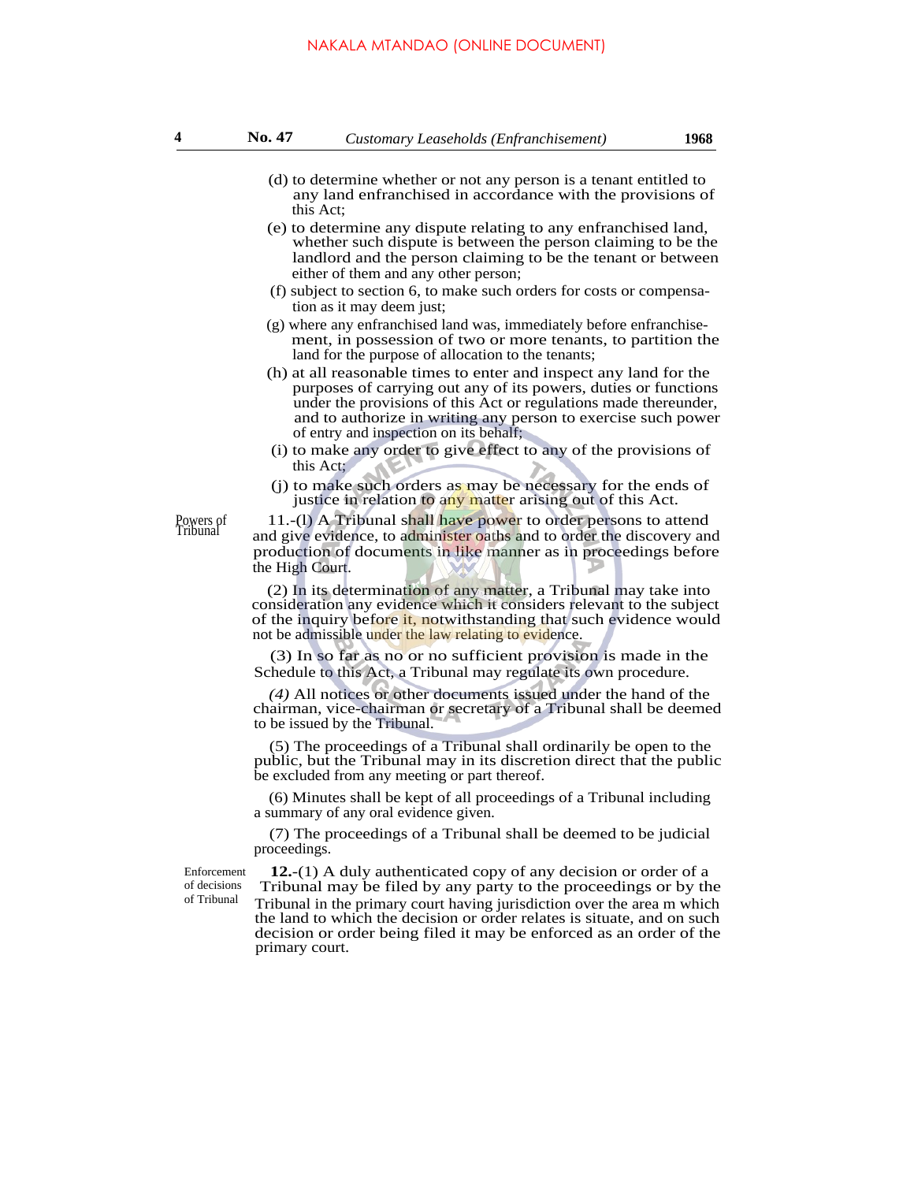(d) to determine whether or not any person is a tenant entitled to any land enfranchised in accordance with the provisions of this Act;

(e) to determine any dispute relating to any enfranchised land, whether such dispute is between the person claiming to be the landlord and the person claiming to be the tenant or between either of them and any other person;

(f) subject to section 6, to make such orders for costs or compensation as it may deem just;

(g) where any enfranchised land was, immediately before enfranchisement, in possession of two or more tenants, to partition the land for the purpose of allocation to the tenants;

(h) at all reasonable times to enter and inspect any land for the purposes of carrying out any of its powers, duties or functions under the provisions of this Act or regulations made thereunder, and to authorize in writing any person to exercise such power of entry and inspection on its behalf;

(i) to make any order to give effect to any of the provisions of this Act;

(j) to make such orders as may be necessary for the ends of justice in relation to any matter arising out of this Act.

Powers of Tribunal

11.-(l) A Tribunal shall have power to order persons to attend and give evidence, to administer oaths and to order the discovery and production of documents in like manner as in proceedings before the High Court.

(2) In its determination of any matter, a Tribunal may take into consideration any evidence which it considers relevant to the subject of the inquiry before it, notwithstanding that such evidence would not be admissible under the law relating to evidence.

(3) In so far as no or no sufficient provision is made in the Schedule to this Act, a Tribunal may regulate its own procedure.

*(4)* All notices or other documents issued under the hand of the chairman, vice-chairman or secretary of a Tribunal shall be deemed to be issued by the Tribunal.

(5) The proceedings of a Tribunal shall ordinarily be open to the public, but the Tribunal may in its discretion direct that the public be excluded from any meeting or part thereof.

(6) Minutes shall be kept of all proceedings of a Tribunal including a summary of any oral evidence given.

(7) The proceedings of a Tribunal shall be deemed to be judicial proceedings.

Enforcement of decisions of Tribunal

**12.**-(1) A duly authenticated copy of any decision or order of a Tribunal may be filed by any party to the proceedings or by the Tribunal in the primary court having jurisdiction over the area m which the land to which the decision or order relates is situate, and on such decision or order being filed it may be enforced as an order of the primary court.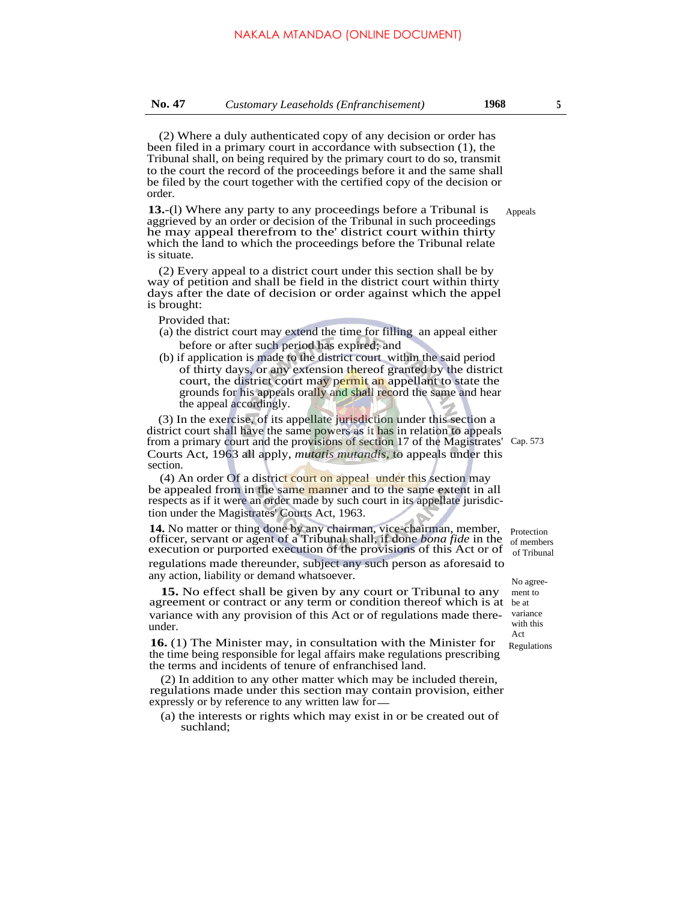(2) Where a duly authenticated copy of any decision or order has been filed in a primary court in accordance with subsection (1), the Tribunal shall, on being required by the primary court to do so, transmit to the court the record of the proceedings before it and the same shall be filed by the court together with the certified copy of the decision or order.

Appeals

**13.**-(l) Where any party to any proceedings before a Tribunal is aggrieved by an order or decision of the Tribunal in such proceedings he may appeal therefrom to the' district court within thirty which the land to which the proceedings before the Tribunal relate is situate.

(2) Every appeal to a district court under this section shall be by way of petition and shall be field in the district court within thirty days after the date of decision or order against which the appel is brought:

Provided that:

(a) the district court may extend the time for filling an appeal either before or after such period has expired; and

(b) if application is made to the district court within the said period of thirty days, or any extension thereof granted by the district court, the district court may permit an appellant to state the grounds for his appeals orally and shall record the same and hear the appeal accordingly.

Cap. 573

(3) In the exercise of its appellate jurisdiction under this section a district court shall have the same powers as it has in relation to appeals from a primary court and the provisions of section 17 of the Magistrates' Courts Act, 1963 all apply, *mutatis mutandis*, to appeals under this section.

(4) An order Of a district court on appeal under this section may be appealed from in the same manner and to the same extent in all respects as if it were an order made by such court in its appellate jurisdiction under the Magistrates' Courts Act, 1963.

Protection of members of Tribunal

**14.** No matter or thing done by any chairman, vice-chairman, member, officer, servant or agent of a Tribunal shall, if done *bona fide* in the execution or purported execution of the provisions of this Act or of regulations made thereunder, subject any such person as aforesaid to any action, liability or demand whatsoever.

No agreement to be at variance with this Act

**15.** No effect shall be given by any court or Tribunal to any agreement or contract or any term or condition thereof which is at variance with any provision of this Act or of regulations made thereunder.

Regulations

**16.** (1) The Minister may, in consultation with the Minister for the time being responsible for legal affairs make regulations prescribing the terms and incidents of tenure of enfranchised land.

(2) In addition to any other matter which may be included therein, regulations made under this section may contain provision, either expressly or by reference to any written law for—

(a) the interests or rights which may exist in or be created out of suchland;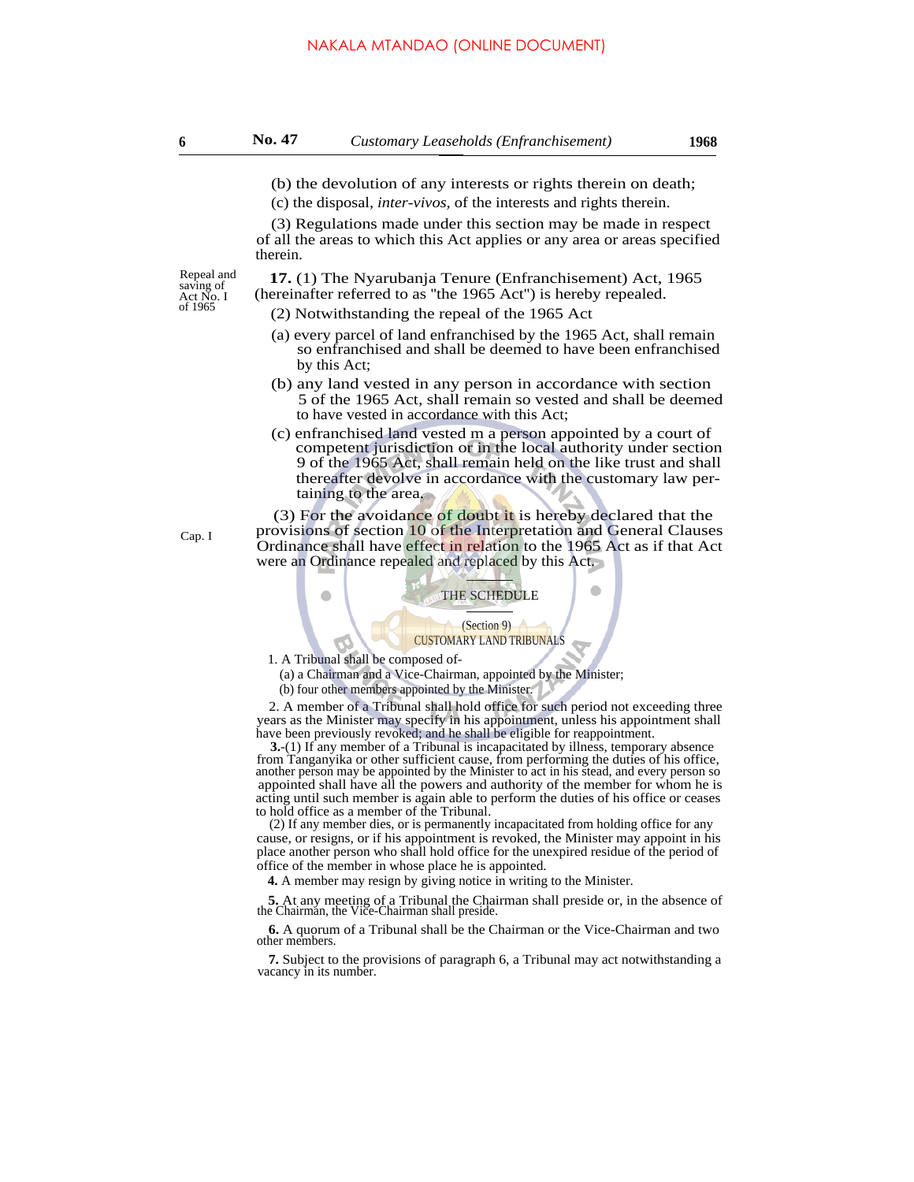(b) the devolution of any interests or rights therein on death;

(c) the disposal, *inter-vivos*, of the interests and rights therein.

(3) Regulations made under this section may be made in respect of all the areas to which this Act applies or any area or areas specified therein.

Repeal and saving of Act No. I of 1965

**17.** (1) The Nyarubanja Tenure (Enfranchisement) Act, 1965 (hereinafter referred to as "the 1965 Act") is hereby repealed.

(2) Notwithstanding the repeal of the 1965 Act

(a) every parcel of land enfranchised by the 1965 Act, shall remain so enfranchised and shall be deemed to have been enfranchised by this Act;

(b) any land vested in any person in accordance with section 5 of the 1965 Act, shall remain so vested and shall be deemed to have vested in accordance with this Act;

(c) enfranchised land vested m a person appointed by a court of competent jurisdiction or in the local authority under section 9 of the 1965 Act, shall remain held on the like trust and shall thereafter devolve in accordance with the customary law pertaining to the area.

Cap. I

(3) For the avoidance of doubt it is hereby declared that the provisions of section 10 of the Interpretation and General Clauses Ordinance shall have effect in relation to the 1965 Act as if that Act were an Ordinance repealed and replaced by this Act.

## THE SCHEDULE

(Section 9)

CUSTOMARY LAND TRIBUNALS

1. A Tribunal shall be composed of-

(a) a Chairman and a Vice-Chairman, appointed by the Minister;

(b) four other members appointed by the Minister.

2. A member of a Tribunal shall hold office for such period not exceeding three years as the Minister may specify in his appointment, unless his appointment shall have been previously revoked; and he shall be eligible for reappointment.

**3.**-(1) If any member of a Tribunal is incapacitated by illness, temporary absence from Tanganyika or other sufficient cause, from performing the duties of his office, another person may be appointed by the Minister to act in his stead, and every person so appointed shall have all the powers and authority of the member for whom he is acting until such member is again able to perform the duties of his office or ceases to hold office as a member of the Tribunal.

(2) If any member dies, or is permanently incapacitated from holding office for any cause, or resigns, or if his appointment is revoked, the Minister may appoint in his place another person who shall hold office for the unexpired residue of the period of office of the member in whose place he is appointed.

**4.** A member may resign by giving notice in writing to the Minister.

**5.** At any meeting of a Tribunal the Chairman shall preside or, in the absence of the Chairman, the Vice-Chairman shall preside.

**6.** A quorum of a Tribunal shall be the Chairman or the Vice-Chairman and two other members.

**7.** Subject to the provisions of paragraph 6, a Tribunal may act notwithstanding a vacancy in its number.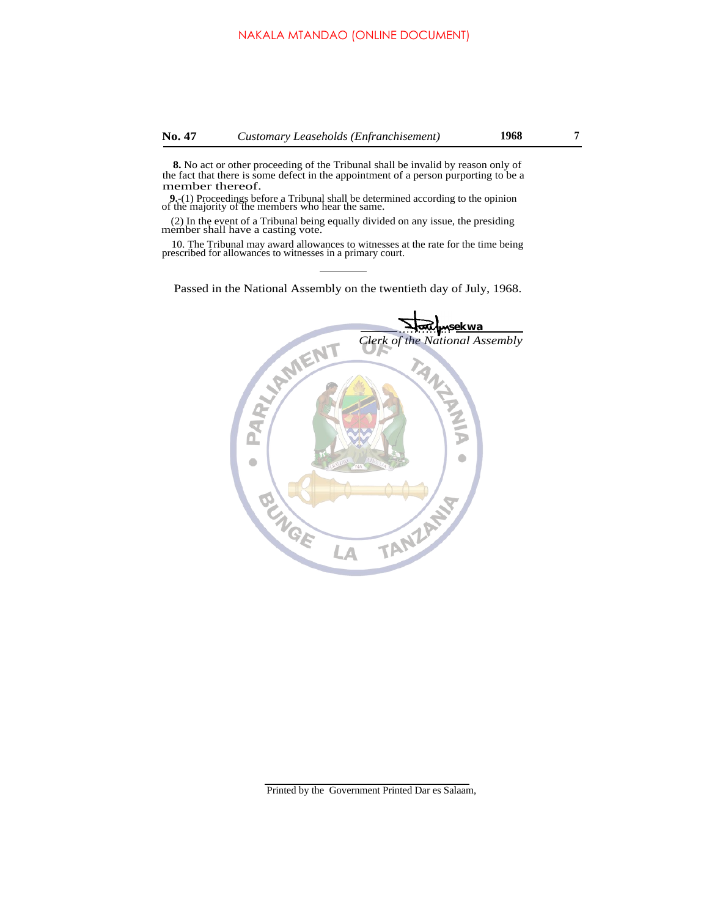**8.** No act or other proceeding of the Tribunal shall be invalid by reason only of the fact that there is some defect in the appointment of a person purporting to be a member thereof.

**9.**-(1) Proceedings before a Tribunal shall be determined according to the opinion of the majority of the members who hear the same.

(2) In the event of a Tribunal being equally divided on any issue, the presiding member shall have a casting vote.

10. The Tribunal may award allowances to witnesses at the rate for the time being prescribed for allowances to witnesses in a primary court.

---

Passed in the National Assembly on the twentieth day of July, 1968.

...sekwa

*Clerk of the National Assembly*

Printed by the Government Printed Dar es Salaam,